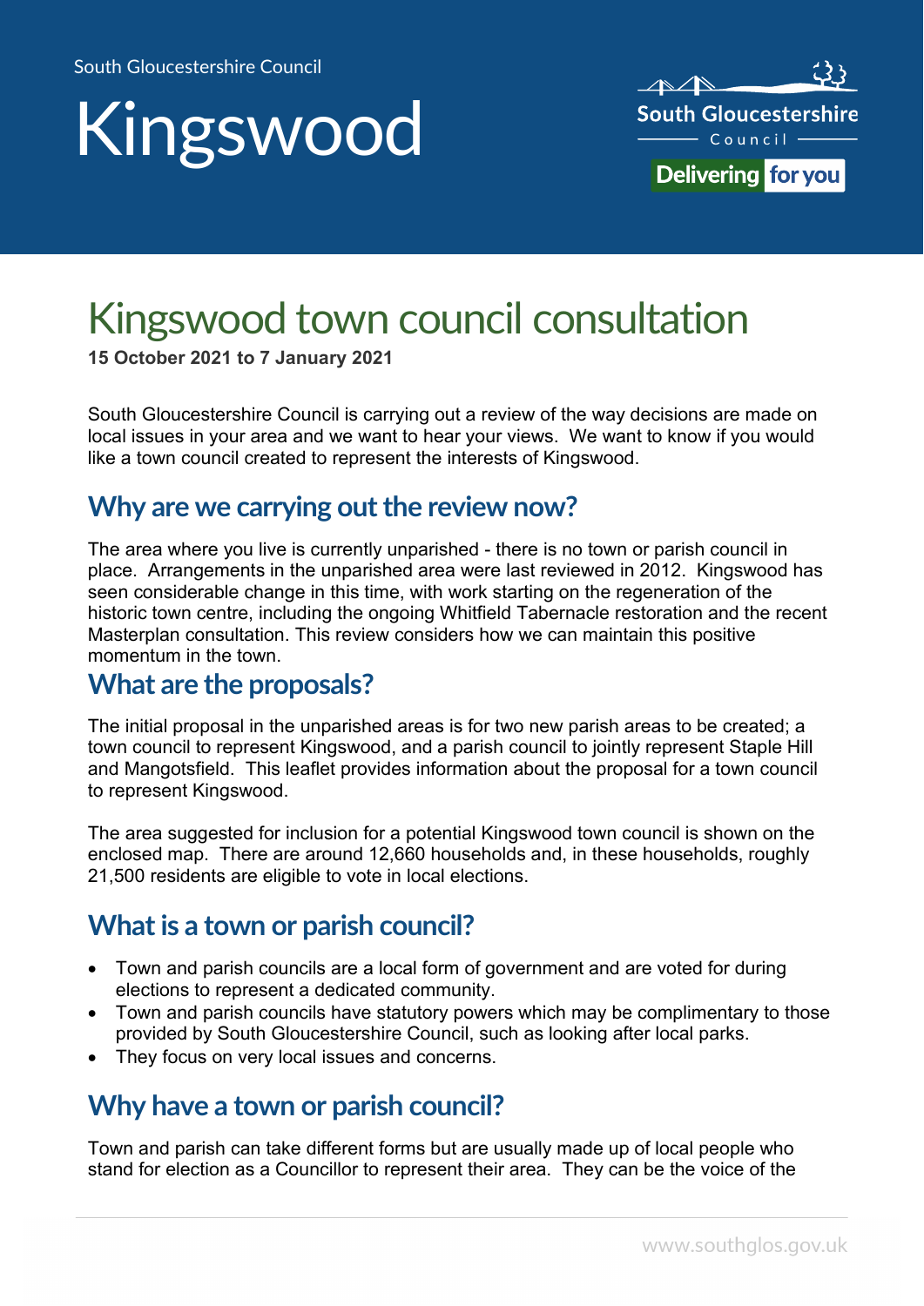South Gloucestershire Council

# Kingswood

South Gloucestershire Council

Delivering for you

## Kingswood town council consultation

**15 October 2021 to 7 January 2021**

South Gloucestershire Council is carrying out a review of the way decisions are made on local issues in your area and we want to hear your views. We want to know if you would like a town council created to represent the interests of Kingswood.

### Why are we carrying out the review now?

The area where you live is currently unparished - there is no town or parish council in place. Arrangements in the unparished area were last reviewed in 2012. Kingswood has seen considerable change in this time, with work starting on the regeneration of the historic town centre, including the ongoing Whitfield Tabernacle restoration and the recent Masterplan consultation. This review considers how we can maintain this positive momentum in the town.

### What are the proposals?

The initial proposal in the unparished areas is for two new parish areas to be created; a town council to represent Kingswood, and a parish council to jointly represent Staple Hill and Mangotsfield. This leaflet provides information about the proposal for a town council to represent Kingswood.

The area suggested for inclusion for a potential Kingswood town council is shown on the enclosed map. There are around 12,660 households and, in these households, roughly 21,500 residents are eligible to vote in local elections.

### What is a town or parish council?

- Town and parish councils are a local form of government and are voted for during elections to represent a dedicated community.
- Town and parish councils have statutory powers which may be complimentary to those provided by South Gloucestershire Council, such as looking after local parks.
- They focus on very local issues and concerns.

### Why have a town or parish council?

Town and parish can take different forms but are usually made up of local people who stand for election as a Councillor to represent their area. They can be the voice of the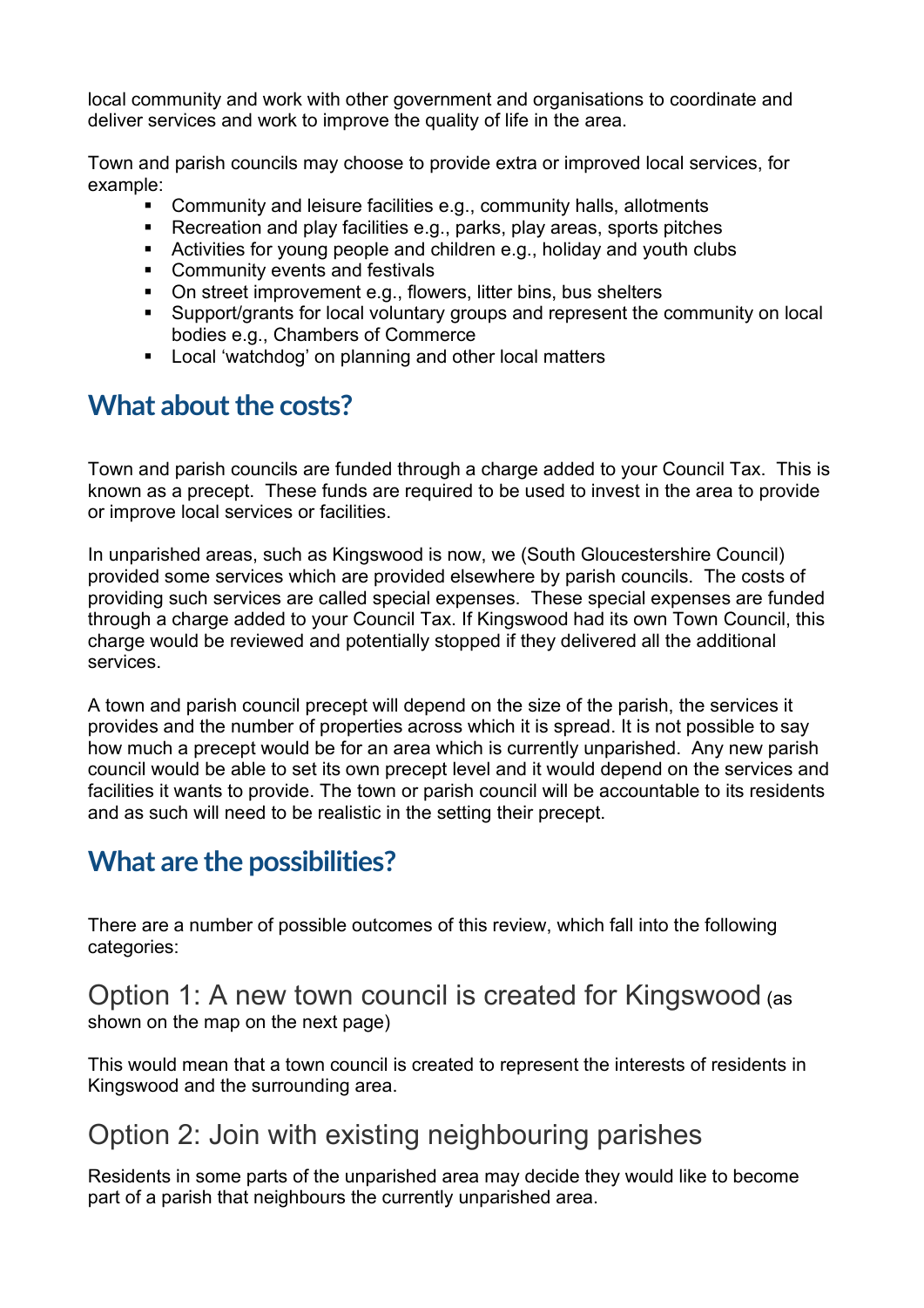local community and work with other government and organisations to coordinate and deliver services and work to improve the quality of life in the area.

Town and parish councils may choose to provide extra or improved local services, for example:

- Community and leisure facilities e.g., community halls, allotments
- Recreation and play facilities e.g., parks, play areas, sports pitches
- Activities for young people and children e.g., holiday and youth clubs
- Community events and festivals
- On street improvement e.g., flowers, litter bins, bus shelters
- Support/grants for local voluntary groups and represent the community on local bodies e.g., Chambers of Commerce
- Local 'watchdog' on planning and other local matters

## What about the costs?

Town and parish councils are funded through a charge added to your Council Tax. This is known as a precept. These funds are required to be used to invest in the area to provide or improve local services or facilities.

In unparished areas, such as Kingswood is now, we (South Gloucestershire Council) provided some services which are provided elsewhere by parish councils. The costs of providing such services are called special expenses. These special expenses are funded through a charge added to your Council Tax. If Kingswood had its own Town Council, this charge would be reviewed and potentially stopped if they delivered all the additional services.

A town and parish council precept will depend on the size of the parish, the services it provides and the number of properties across which it is spread. It is not possible to say how much a precept would be for an area which is currently unparished. Any new parish council would be able to set its own precept level and it would depend on the services and facilities it wants to provide. The town or parish council will be accountable to its residents and as such will need to be realistic in the setting their precept.

## What are the possibilities?

There are a number of possible outcomes of this review, which fall into the following categories:

### Option 1: A new town council is created for Kingswood (as shown on the map on the next page)

This would mean that a town council is created to represent the interests of residents in Kingswood and the surrounding area.

### Option 2: Join with existing neighbouring parishes

Residents in some parts of the unparished area may decide they would like to become part of a parish that neighbours the currently unparished area.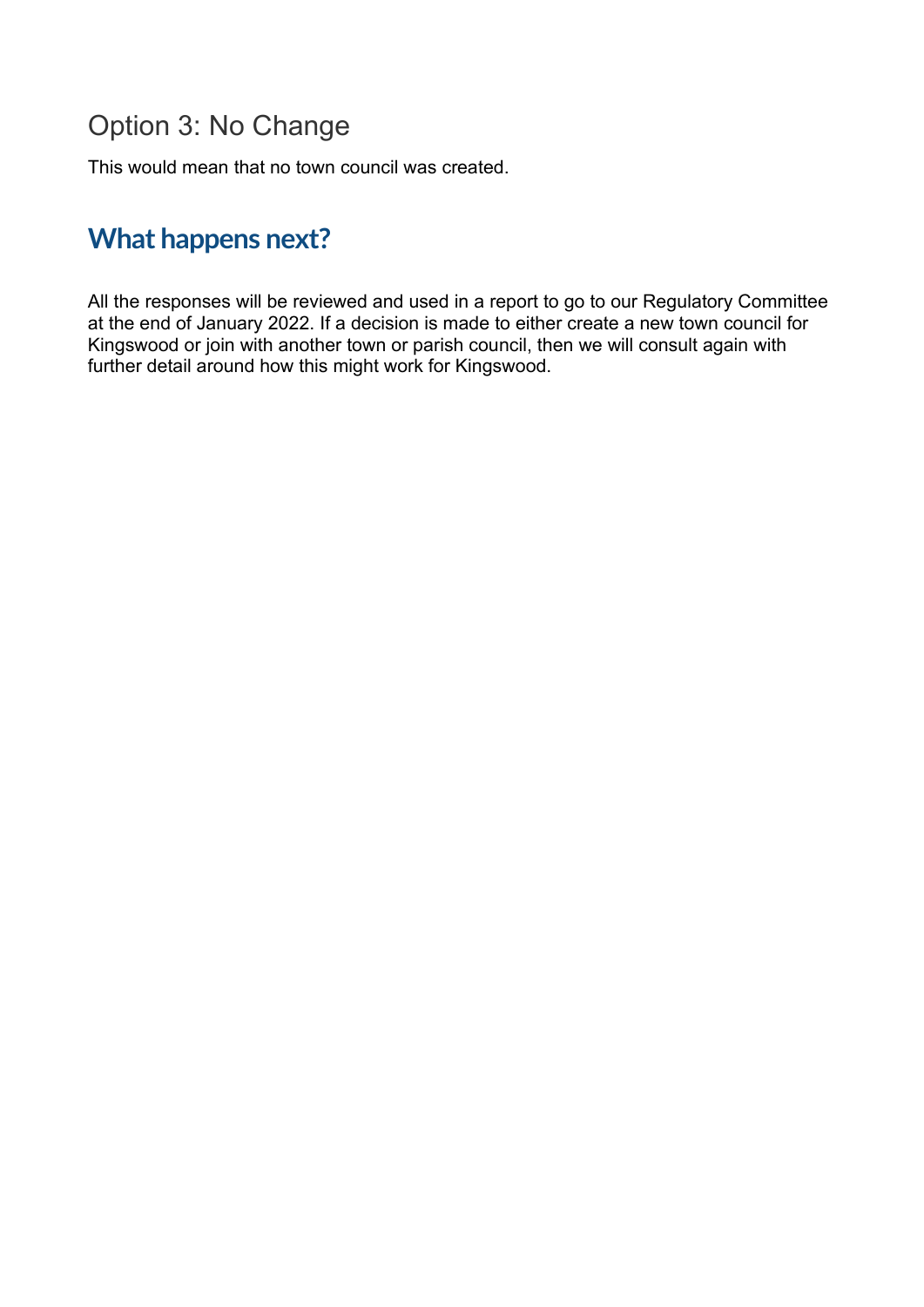### Option 3: No Change

This would mean that no town council was created.

## What happens next?

All the responses will be reviewed and used in a report to go to our Regulatory Committee at the end of January 2022. If a decision is made to either create a new town council for Kingswood or join with another town or parish council, then we will consult again with further detail around how this might work for Kingswood.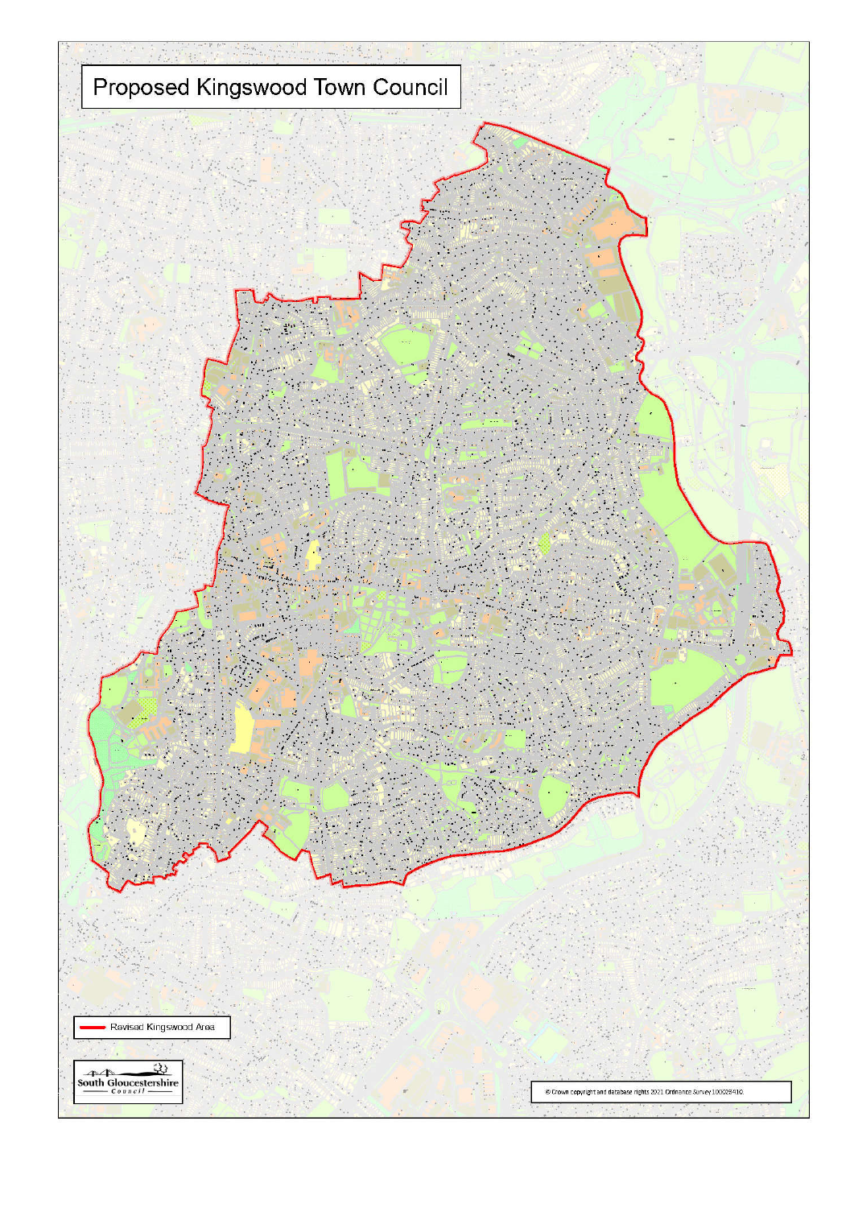# Proposed Kingswood Town Council

Revised Kingswood Area

South Gloucestershire Council

© Crown copyright and database rights 2021 Ordnance Survey 100023410.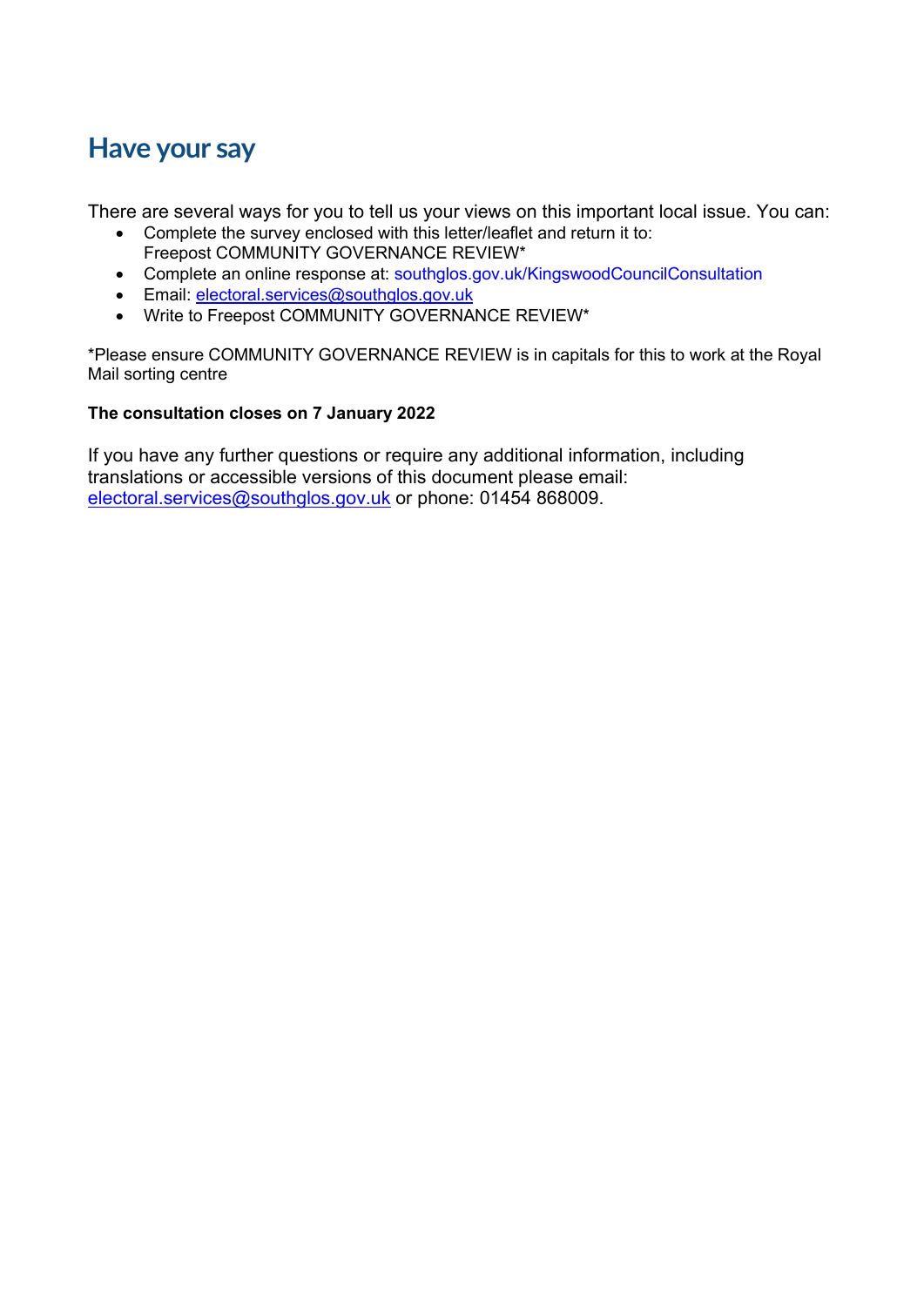## Have your say

There are several ways for you to tell us your views on this important local issue. You can:

- Complete the survey enclosed with this letter/leaflet and return it to: Freepost COMMUNITY GOVERNANCE REVIEW*
- Complete an online response at: southglos.gov.uk/KingswoodCouncilConsultation
- Email: electoral.services@southglos.gov.uk
- Write to Freepost COMMUNITY GOVERNANCE REVIEW*

*Please ensure COMMUNITY GOVERNANCE REVIEW is in capitals for this to work at the Royal Mail sorting centre

**The consultation closes on 7 January 2022**

If you have any further questions or require any additional information, including translations or accessible versions of this document please email: electoral.services@southglos.gov.uk or phone: 01454 868009.